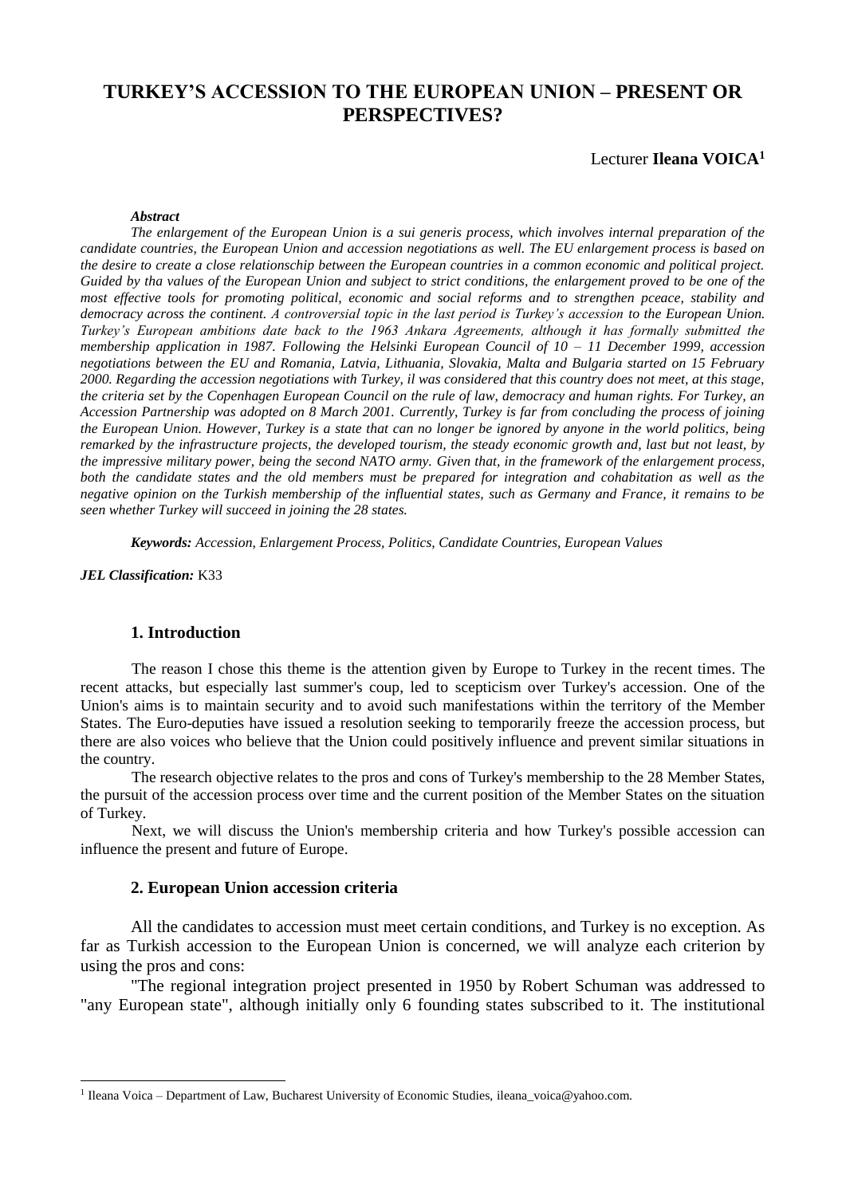# TURKEY'S ACCESSION TO THE EUROPEAN UNION – PRESENT OR PERSPECTIVES?

Lecturer **Ileana VOICA**[1]

***Abstract***

*The enlargement of the European Union is a sui generis process, which involves internal preparation of the candidate countries, the European Union and accession negotiations as well. The EU enlargement process is based on the desire to create a close relationschip between the European countries in a common economic and political project. Guided by tha values of the European Union and subject to strict conditions, the enlargement proved to be one of the most effective tools for promoting political, economic and social reforms and to strengthen pceace, stability and democracy across the continent. A controversial topic in the last period is Turkey's accession to the European Union. Turkey's European ambitions date back to the 1963 Ankara Agreements, although it has formally submitted the membership application in 1987. Following the Helsinki European Council of 10 – 11 December 1999, accession negotiations between the EU and Romania, Latvia, Lithuania, Slovakia, Malta and Bulgaria started on 15 February 2000. Regarding the accession negotiations with Turkey, il was considered that this country does not meet, at this stage, the criteria set by the Copenhagen European Council on the rule of law, democracy and human rights. For Turkey, an Accession Partnership was adopted on 8 March 2001. Currently, Turkey is far from concluding the process of joining the European Union. However, Turkey is a state that can no longer be ignored by anyone in the world politics, being remarked by the infrastructure projects, the developed tourism, the steady economic growth and, last but not least, by the impressive military power, being the second NATO army. Given that, in the framework of the enlargement process, both the candidate states and the old members must be prepared for integration and cohabitation as well as the negative opinion on the Turkish membership of the influential states, such as Germany and France, it remains to be seen whether Turkey will succeed in joining the 28 states.*

***Keywords:*** *Accession, Enlargement Process, Politics, Candidate Countries, European Values*

***JEL Classification:*** K33

## 1. Introduction

The reason I chose this theme is the attention given by Europe to Turkey in the recent times. The recent attacks, but especially last summer's coup, led to scepticism over Turkey's accession. One of the Union's aims is to maintain security and to avoid such manifestations within the territory of the Member States. The Euro-deputies have issued a resolution seeking to temporarily freeze the accession process, but there are also voices who believe that the Union could positively influence and prevent similar situations in the country.

The research objective relates to the pros and cons of Turkey's membership to the 28 Member States, the pursuit of the accession process over time and the current position of the Member States on the situation of Turkey.

Next, we will discuss the Union's membership criteria and how Turkey's possible accession can influence the present and future of Europe.

## 2. European Union accession criteria

All the candidates to accession must meet certain conditions, and Turkey is no exception. As far as Turkish accession to the European Union is concerned, we will analyze each criterion by using the pros and cons:

"The regional integration project presented in 1950 by Robert Schuman was addressed to "any European state", although initially only 6 founding states subscribed to it. The institutional

---

[1] Ileana Voica – Department of Law, Bucharest University of Economic Studies, ileana_voica@yahoo.com.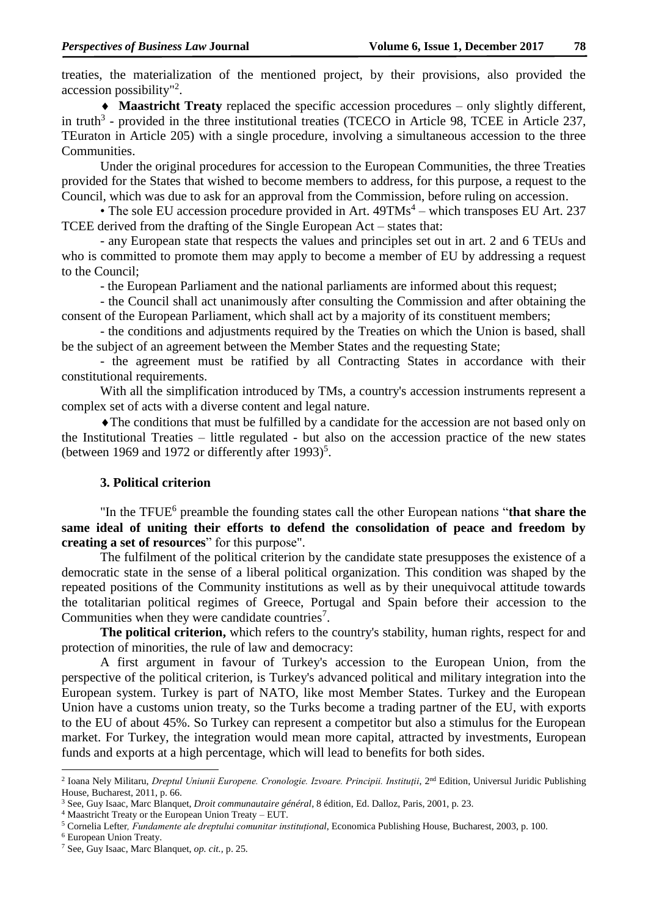treaties, the materialization of the mentioned project, by their provisions, also provided the accession possibility"[2].

♦ **Maastricht Treaty** replaced the specific accession procedures – only slightly different, in truth[3] - provided in the three institutional treaties (TCECO in Article 98, TCEE in Article 237, TEuraton in Article 205) with a single procedure, involving a simultaneous accession to the three Communities.

Under the original procedures for accession to the European Communities, the three Treaties provided for the States that wished to become members to address, for this purpose, a request to the Council, which was due to ask for an approval from the Commission, before ruling on accession.

• The sole EU accession procedure provided in Art. 49TMs[4] – which transposes EU Art. 237 TCEE derived from the drafting of the Single European Act – states that:

- any European state that respects the values and principles set out in art. 2 and 6 TEUs and who is committed to promote them may apply to become a member of EU by addressing a request to the Council;
- the European Parliament and the national parliaments are informed about this request;
- the Council shall act unanimously after consulting the Commission and after obtaining the consent of the European Parliament, which shall act by a majority of its constituent members;
- the conditions and adjustments required by the Treaties on which the Union is based, shall be the subject of an agreement between the Member States and the requesting State;
- the agreement must be ratified by all Contracting States in accordance with their constitutional requirements.

With all the simplification introduced by TMs, a country's accession instruments represent a complex set of acts with a diverse content and legal nature.

♦The conditions that must be fulfilled by a candidate for the accession are not based only on the Institutional Treaties – little regulated - but also on the accession practice of the new states (between 1969 and 1972 or differently after 1993)[5].

### 3. Political criterion

"In the TFUE[6] preamble the founding states call the other European nations "**that share the same ideal of uniting their efforts to defend the consolidation of peace and freedom by creating a set of resources**" for this purpose".

The fulfilment of the political criterion by the candidate state presupposes the existence of a democratic state in the sense of a liberal political organization. This condition was shaped by the repeated positions of the Community institutions as well as by their unequivocal attitude towards the totalitarian political regimes of Greece, Portugal and Spain before their accession to the Communities when they were candidate countries[7].

**The political criterion,** which refers to the country's stability, human rights, respect for and protection of minorities, the rule of law and democracy:

A first argument in favour of Turkey's accession to the European Union, from the perspective of the political criterion, is Turkey's advanced political and military integration into the European system. Turkey is part of NATO, like most Member States. Turkey and the European Union have a customs union treaty, so the Turks become a trading partner of the EU, with exports to the EU of about 45%. So Turkey can represent a competitor but also a stimulus for the European market. For Turkey, the integration would mean more capital, attracted by investments, European funds and exports at a high percentage, which will lead to benefits for both sides.

---

[2] Ioana Nely Militaru, *Dreptul Uniunii Europene. Cronologie. Izvoare. Principii. Instituții*, 2nd Edition, Universul Juridic Publishing House, Bucharest, 2011, p. 66.

[3] See, Guy Isaac, Marc Blanquet, *Droit communautaire général*, 8 édition, Ed. Dalloz, Paris, 2001, p. 23.

[4] Maastricht Treaty or the European Union Treaty – EUT.

[5] Cornelia Lefter*, Fundamente ale dreptului comunitar instituțional*, Economica Publishing House, Bucharest, 2003, p. 100.

[6] European Union Treaty.

[7] See, Guy Isaac, Marc Blanquet, *op. cit.*, p. 25.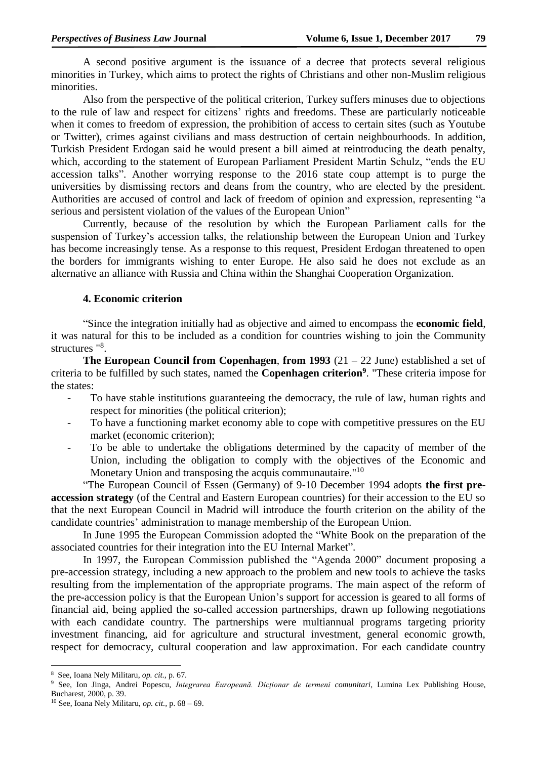A second positive argument is the issuance of a decree that protects several religious minorities in Turkey, which aims to protect the rights of Christians and other non-Muslim religious minorities.

Also from the perspective of the political criterion, Turkey suffers minuses due to objections to the rule of law and respect for citizens' rights and freedoms. These are particularly noticeable when it comes to freedom of expression, the prohibition of access to certain sites (such as Youtube or Twitter), crimes against civilians and mass destruction of certain neighbourhoods. In addition, Turkish President Erdogan said he would present a bill aimed at reintroducing the death penalty, which, according to the statement of European Parliament President Martin Schulz, "ends the EU accession talks". Another worrying response to the 2016 state coup attempt is to purge the universities by dismissing rectors and deans from the country, who are elected by the president. Authorities are accused of control and lack of freedom of opinion and expression, representing "a serious and persistent violation of the values of the European Union"

Currently, because of the resolution by which the European Parliament calls for the suspension of Turkey's accession talks, the relationship between the European Union and Turkey has become increasingly tense. As a response to this request, President Erdogan threatened to open the borders for immigrants wishing to enter Europe. He also said he does not exclude as an alternative an alliance with Russia and China within the Shanghai Cooperation Organization.

### 4. Economic criterion

"Since the integration initially had as objective and aimed to encompass the **economic field**, it was natural for this to be included as a condition for countries wishing to join the Community structures "[8].

**The European Council from Copenhagen**, **from 1993** (21 – 22 June) established a set of criteria to be fulfilled by such states, named the **Copenhagen criterion**[9]. "These criteria impose for the states:

- To have stable institutions guaranteeing the democracy, the rule of law, human rights and respect for minorities (the political criterion);
- To have a functioning market economy able to cope with competitive pressures on the EU market (economic criterion);
- To be able to undertake the obligations determined by the capacity of member of the Union, including the obligation to comply with the objectives of the Economic and Monetary Union and transposing the acquis communautaire."[10]

"The European Council of Essen (Germany) of 9-10 December 1994 adopts **the first pre-accession strategy** (of the Central and Eastern European countries) for their accession to the EU so that the next European Council in Madrid will introduce the fourth criterion on the ability of the candidate countries' administration to manage membership of the European Union.

In June 1995 the European Commission adopted the "White Book on the preparation of the associated countries for their integration into the EU Internal Market".

In 1997, the European Commission published the "Agenda 2000" document proposing a pre-accession strategy, including a new approach to the problem and new tools to achieve the tasks resulting from the implementation of the appropriate programs. The main aspect of the reform of the pre-accession policy is that the European Union's support for accession is geared to all forms of financial aid, being applied the so-called accession partnerships, drawn up following negotiations with each candidate country. The partnerships were multiannual programs targeting priority investment financing, aid for agriculture and structural investment, general economic growth, respect for democracy, cultural cooperation and law approximation. For each candidate country

---

[8] See, Ioana Nely Militaru, *op. cit.,* p. 67.

[9] See, Ion Jinga, Andrei Popescu, *Integrarea Europeană. Dicționar de termeni comunitari*, Lumina Lex Publishing House, Bucharest, 2000, p. 39.

[10] See, Ioana Nely Militaru, *op. cit.,* p. 68 – 69.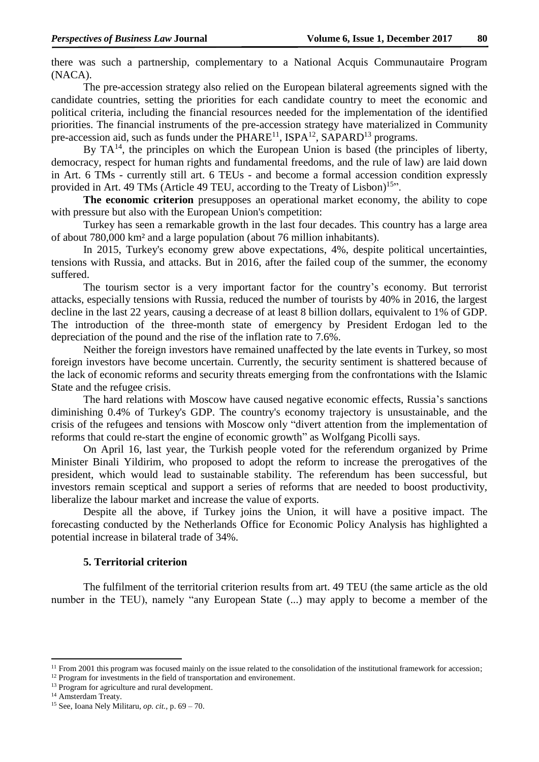there was such a partnership, complementary to a National Acquis Communautaire Program (NACA).

The pre-accession strategy also relied on the European bilateral agreements signed with the candidate countries, setting the priorities for each candidate country to meet the economic and political criteria, including the financial resources needed for the implementation of the identified priorities. The financial instruments of the pre-accession strategy have materialized in Community pre-accession aid, such as funds under the PHARE[11], ISPA[12], SAPARD[13] programs.

By TA[14], the principles on which the European Union is based (the principles of liberty, democracy, respect for human rights and fundamental freedoms, and the rule of law) are laid down in Art. 6 TMs - currently still art. 6 TEUs - and become a formal accession condition expressly provided in Art. 49 TMs (Article 49 TEU, according to the Treaty of Lisbon)[15]".

**The economic criterion** presupposes an operational market economy, the ability to cope with pressure but also with the European Union's competition:

Turkey has seen a remarkable growth in the last four decades. This country has a large area of about 780,000 km² and a large population (about 76 million inhabitants).

In 2015, Turkey's economy grew above expectations, 4%, despite political uncertainties, tensions with Russia, and attacks. But in 2016, after the failed coup of the summer, the economy suffered.

The tourism sector is a very important factor for the country's economy. But terrorist attacks, especially tensions with Russia, reduced the number of tourists by 40% in 2016, the largest decline in the last 22 years, causing a decrease of at least 8 billion dollars, equivalent to 1% of GDP. The introduction of the three-month state of emergency by President Erdogan led to the depreciation of the pound and the rise of the inflation rate to 7.6%.

Neither the foreign investors have remained unaffected by the late events in Turkey, so most foreign investors have become uncertain. Currently, the security sentiment is shattered because of the lack of economic reforms and security threats emerging from the confrontations with the Islamic State and the refugee crisis.

The hard relations with Moscow have caused negative economic effects, Russia's sanctions diminishing 0.4% of Turkey's GDP. The country's economy trajectory is unsustainable, and the crisis of the refugees and tensions with Moscow only "divert attention from the implementation of reforms that could re-start the engine of economic growth" as Wolfgang Picolli says.

On April 16, last year, the Turkish people voted for the referendum organized by Prime Minister Binali Yildirim, who proposed to adopt the reform to increase the prerogatives of the president, which would lead to sustainable stability. The referendum has been successful, but investors remain sceptical and support a series of reforms that are needed to boost productivity, liberalize the labour market and increase the value of exports.

Despite all the above, if Turkey joins the Union, it will have a positive impact. The forecasting conducted by the Netherlands Office for Economic Policy Analysis has highlighted a potential increase in bilateral trade of 34%.

## 5. Territorial criterion

The fulfilment of the territorial criterion results from art. 49 TEU (the same article as the old number in the TEU), namely "any European State (...) may apply to become a member of the

---

[11] From 2001 this program was focused mainly on the issue related to the consolidation of the institutional framework for accession;

[12] Program for investments in the field of transportation and environement.

[13] Program for agriculture and rural development.

[14] Amsterdam Treaty.

[15] See, Ioana Nely Militaru, *op. cit.*, p. 69 – 70.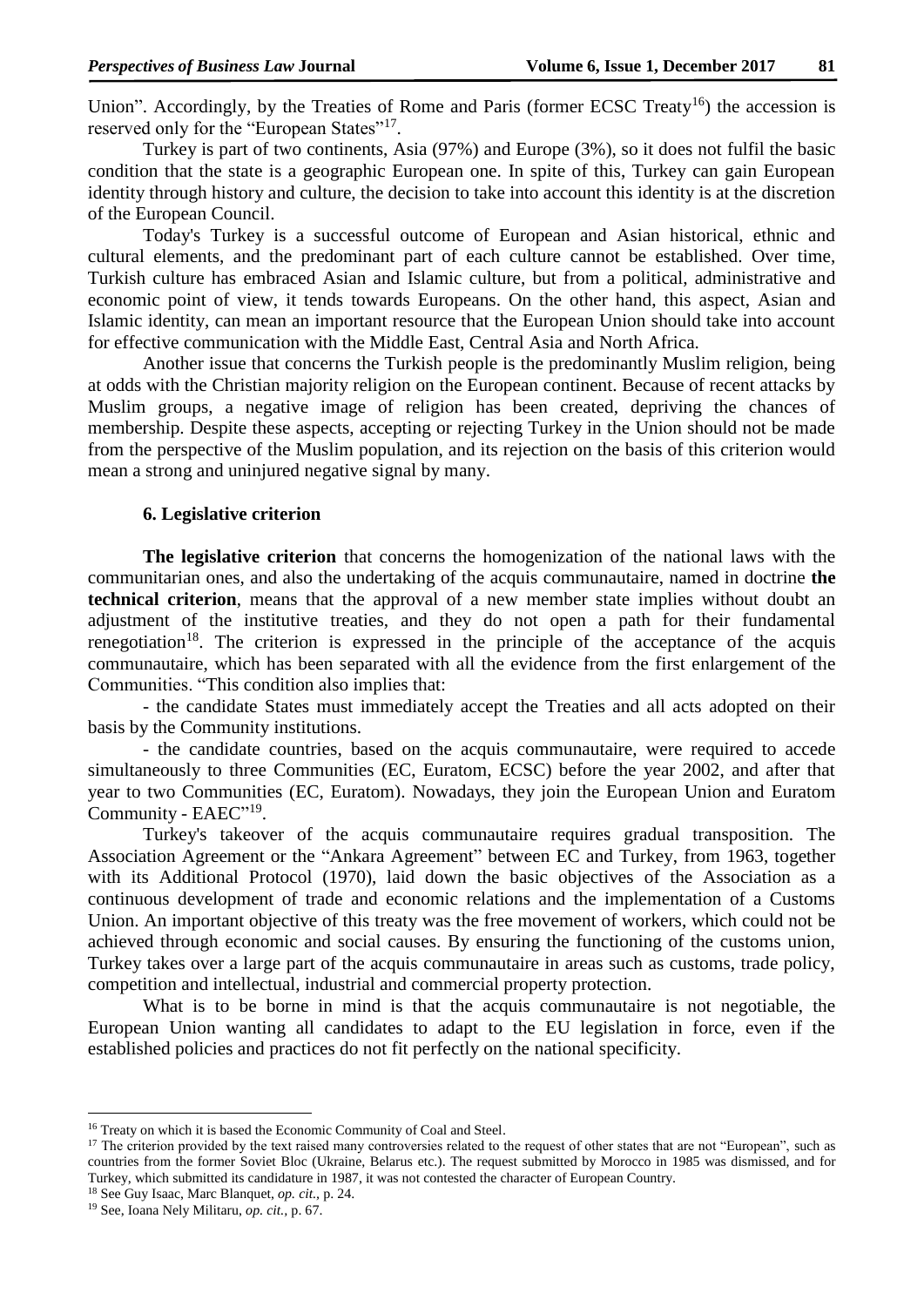Union". Accordingly, by the Treaties of Rome and Paris (former ECSC Treaty[16]) the accession is reserved only for the "European States"[17].

Turkey is part of two continents, Asia (97%) and Europe (3%), so it does not fulfil the basic condition that the state is a geographic European one. In spite of this, Turkey can gain European identity through history and culture, the decision to take into account this identity is at the discretion of the European Council.

Today's Turkey is a successful outcome of European and Asian historical, ethnic and cultural elements, and the predominant part of each culture cannot be established. Over time, Turkish culture has embraced Asian and Islamic culture, but from a political, administrative and economic point of view, it tends towards Europeans. On the other hand, this aspect, Asian and Islamic identity, can mean an important resource that the European Union should take into account for effective communication with the Middle East, Central Asia and North Africa.

Another issue that concerns the Turkish people is the predominantly Muslim religion, being at odds with the Christian majority religion on the European continent. Because of recent attacks by Muslim groups, a negative image of religion has been created, depriving the chances of membership. Despite these aspects, accepting or rejecting Turkey in the Union should not be made from the perspective of the Muslim population, and its rejection on the basis of this criterion would mean a strong and uninjured negative signal by many.

### 6. Legislative criterion

**The legislative criterion** that concerns the homogenization of the national laws with the communitarian ones, and also the undertaking of the acquis communautaire, named in doctrine **the technical criterion**, means that the approval of a new member state implies without doubt an adjustment of the institutive treaties, and they do not open a path for their fundamental renegotiation[18]. The criterion is expressed in the principle of the acceptance of the acquis communautaire, which has been separated with all the evidence from the first enlargement of the Communities. "This condition also implies that:

- the candidate States must immediately accept the Treaties and all acts adopted on their basis by the Community institutions.
- the candidate countries, based on the acquis communautaire, were required to accede simultaneously to three Communities (EC, Euratom, ECSC) before the year 2002, and after that year to two Communities (EC, Euratom). Nowadays, they join the European Union and Euratom Community - EAEC"[19].

Turkey's takeover of the acquis communautaire requires gradual transposition. The Association Agreement or the "Ankara Agreement" between EC and Turkey, from 1963, together with its Additional Protocol (1970), laid down the basic objectives of the Association as a continuous development of trade and economic relations and the implementation of a Customs Union. An important objective of this treaty was the free movement of workers, which could not be achieved through economic and social causes. By ensuring the functioning of the customs union, Turkey takes over a large part of the acquis communautaire in areas such as customs, trade policy, competition and intellectual, industrial and commercial property protection.

What is to be borne in mind is that the acquis communautaire is not negotiable, the European Union wanting all candidates to adapt to the EU legislation in force, even if the established policies and practices do not fit perfectly on the national specificity.

---

[16] Treaty on which it is based the Economic Community of Coal and Steel.

[17] The criterion provided by the text raised many controversies related to the request of other states that are not "European", such as countries from the former Soviet Bloc (Ukraine, Belarus etc.). The request submitted by Morocco in 1985 was dismissed, and for Turkey, which submitted its candidature in 1987, it was not contested the character of European Country.

[18] See Guy Isaac, Marc Blanquet, *op. cit.*, p. 24.

[19] See, Ioana Nely Militaru, *op. cit.*, p. 67.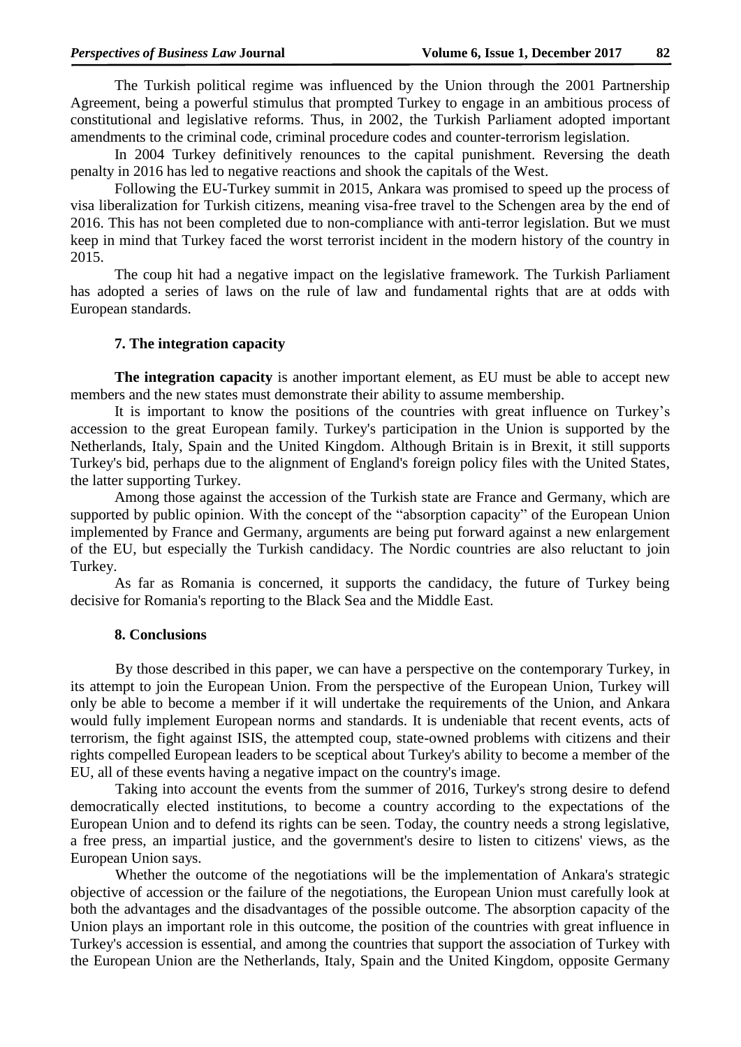The Turkish political regime was influenced by the Union through the 2001 Partnership Agreement, being a powerful stimulus that prompted Turkey to engage in an ambitious process of constitutional and legislative reforms. Thus, in 2002, the Turkish Parliament adopted important amendments to the criminal code, criminal procedure codes and counter-terrorism legislation.

In 2004 Turkey definitively renounces to the capital punishment. Reversing the death penalty in 2016 has led to negative reactions and shook the capitals of the West.

Following the EU-Turkey summit in 2015, Ankara was promised to speed up the process of visa liberalization for Turkish citizens, meaning visa-free travel to the Schengen area by the end of 2016. This has not been completed due to non-compliance with anti-terror legislation. But we must keep in mind that Turkey faced the worst terrorist incident in the modern history of the country in 2015.

The coup hit had a negative impact on the legislative framework. The Turkish Parliament has adopted a series of laws on the rule of law and fundamental rights that are at odds with European standards.

## 7. The integration capacity

**The integration capacity** is another important element, as EU must be able to accept new members and the new states must demonstrate their ability to assume membership.

It is important to know the positions of the countries with great influence on Turkey's accession to the great European family. Turkey's participation in the Union is supported by the Netherlands, Italy, Spain and the United Kingdom. Although Britain is in Brexit, it still supports Turkey's bid, perhaps due to the alignment of England's foreign policy files with the United States, the latter supporting Turkey.

Among those against the accession of the Turkish state are France and Germany, which are supported by public opinion. With the concept of the "absorption capacity" of the European Union implemented by France and Germany, arguments are being put forward against a new enlargement of the EU, but especially the Turkish candidacy. The Nordic countries are also reluctant to join Turkey.

As far as Romania is concerned, it supports the candidacy, the future of Turkey being decisive for Romania's reporting to the Black Sea and the Middle East.

## 8. Conclusions

By those described in this paper, we can have a perspective on the contemporary Turkey, in its attempt to join the European Union. From the perspective of the European Union, Turkey will only be able to become a member if it will undertake the requirements of the Union, and Ankara would fully implement European norms and standards. It is undeniable that recent events, acts of terrorism, the fight against ISIS, the attempted coup, state-owned problems with citizens and their rights compelled European leaders to be sceptical about Turkey's ability to become a member of the EU, all of these events having a negative impact on the country's image.

Taking into account the events from the summer of 2016, Turkey's strong desire to defend democratically elected institutions, to become a country according to the expectations of the European Union and to defend its rights can be seen. Today, the country needs a strong legislative, a free press, an impartial justice, and the government's desire to listen to citizens' views, as the European Union says.

Whether the outcome of the negotiations will be the implementation of Ankara's strategic objective of accession or the failure of the negotiations, the European Union must carefully look at both the advantages and the disadvantages of the possible outcome. The absorption capacity of the Union plays an important role in this outcome, the position of the countries with great influence in Turkey's accession is essential, and among the countries that support the association of Turkey with the European Union are the Netherlands, Italy, Spain and the United Kingdom, opposite Germany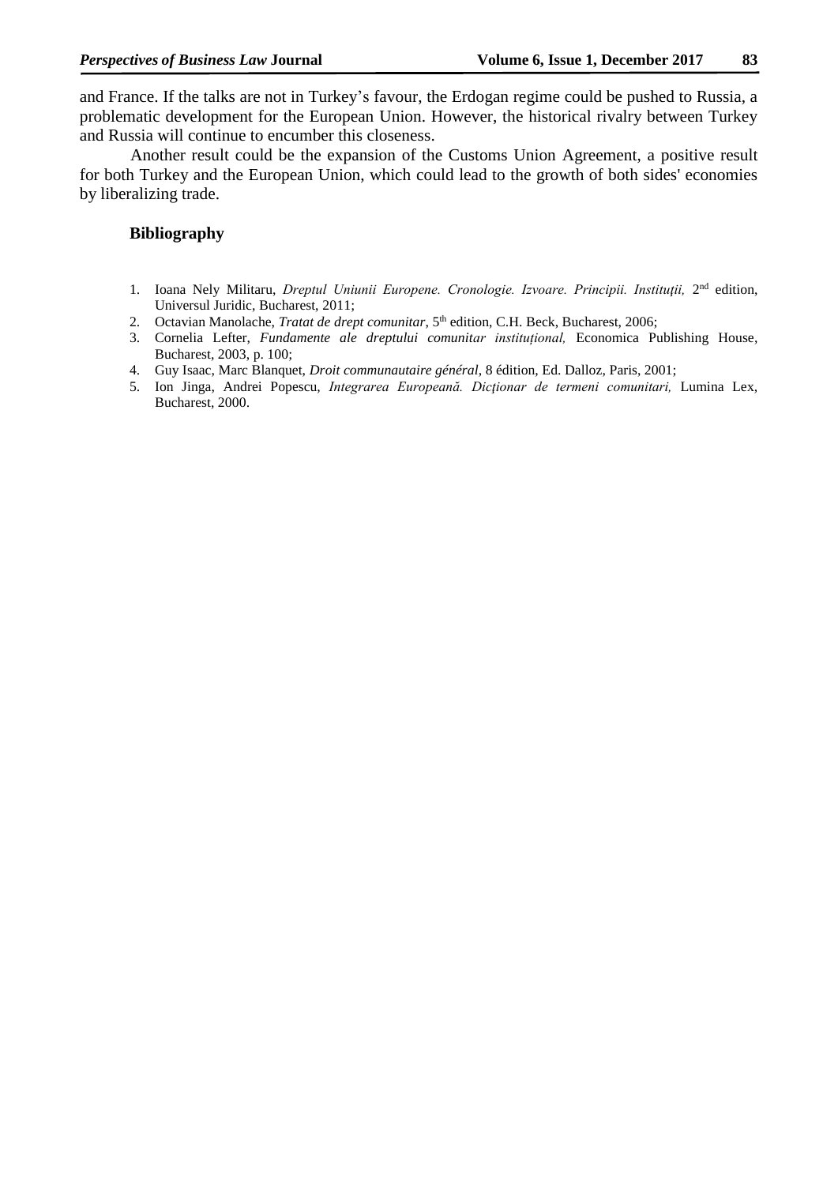and France. If the talks are not in Turkey's favour, the Erdogan regime could be pushed to Russia, a problematic development for the European Union. However, the historical rivalry between Turkey and Russia will continue to encumber this closeness.

Another result could be the expansion of the Customs Union Agreement, a positive result for both Turkey and the European Union, which could lead to the growth of both sides' economies by liberalizing trade.

## Bibliography

1. Ioana Nely Militaru, *Dreptul Uniunii Europene. Cronologie. Izvoare. Principii. Instituţii,* 2nd edition, Universul Juridic, Bucharest, 2011;
2. Octavian Manolache, *Tratat de drept comunitar*, 5th edition, C.H. Beck, Bucharest, 2006;
3. Cornelia Lefter, *Fundamente ale dreptului comunitar instituțional,* Economica Publishing House, Bucharest, 2003, p. 100;
4. Guy Isaac, Marc Blanquet, *Droit communautaire général*, 8 édition, Ed. Dalloz, Paris, 2001;
5. Ion Jinga, Andrei Popescu, *Integrarea Europeană. Dicţionar de termeni comunitari,* Lumina Lex, Bucharest, 2000.